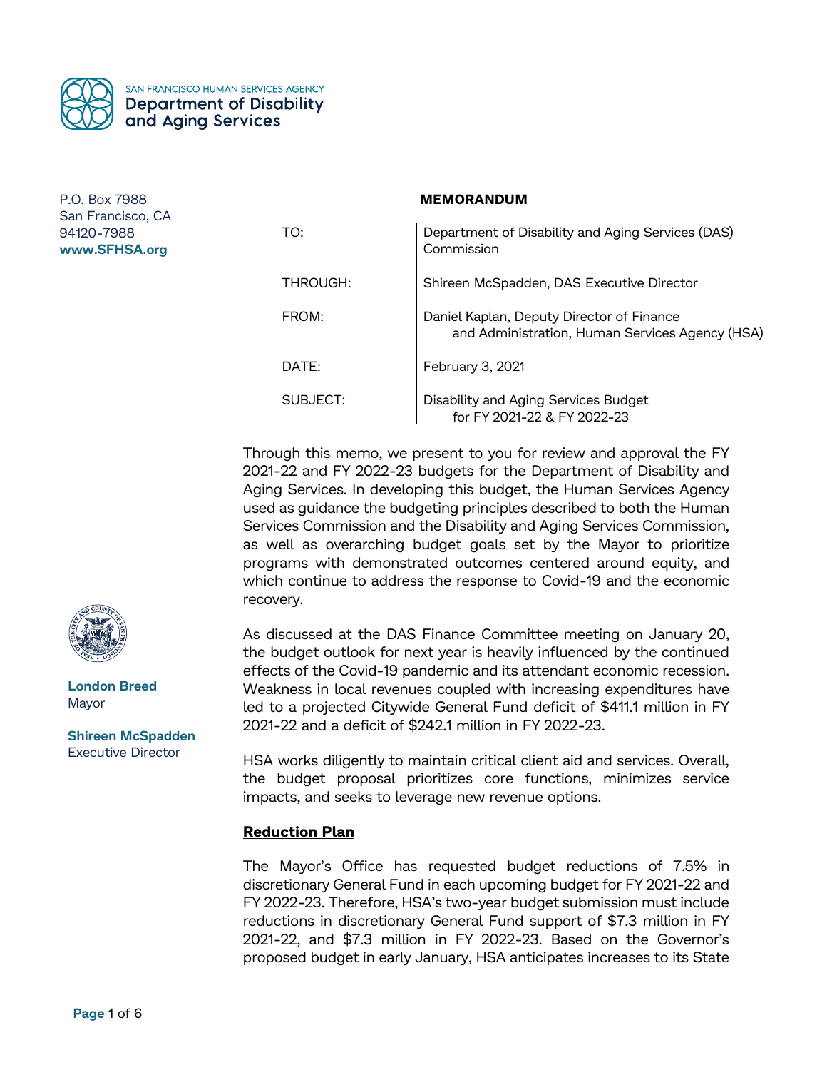SAN FRANCISCO HUMAN SERVICES AGENCY
**Department of Disability and Aging Services**

P.O. Box 7988
San Francisco, CA
94120-7988
**www.SFHSA.org**

**London Breed**
Mayor

**Shireen McSpadden**
Executive Director

**MEMORANDUM**

| | |
|---|---|
| TO: | Department of Disability and Aging Services (DAS) Commission |
| THROUGH: | Shireen McSpadden, DAS Executive Director |
| FROM: | Daniel Kaplan, Deputy Director of Finance and Administration, Human Services Agency (HSA) |
| DATE: | February 3, 2021 |
| SUBJECT: | Disability and Aging Services Budget for FY 2021-22 & FY 2022-23 |

Through this memo, we present to you for review and approval the FY 2021-22 and FY 2022-23 budgets for the Department of Disability and Aging Services. In developing this budget, the Human Services Agency used as guidance the budgeting principles described to both the Human Services Commission and the Disability and Aging Services Commission, as well as overarching budget goals set by the Mayor to prioritize programs with demonstrated outcomes centered around equity, and which continue to address the response to Covid-19 and the economic recovery.

As discussed at the DAS Finance Committee meeting on January 20, the budget outlook for next year is heavily influenced by the continued effects of the Covid-19 pandemic and its attendant economic recession. Weakness in local revenues coupled with increasing expenditures have led to a projected Citywide General Fund deficit of $411.1 million in FY 2021-22 and a deficit of $242.1 million in FY 2022-23.

HSA works diligently to maintain critical client aid and services. Overall, the budget proposal prioritizes core functions, minimizes service impacts, and seeks to leverage new revenue options.

## Reduction Plan

The Mayor's Office has requested budget reductions of 7.5% in discretionary General Fund in each upcoming budget for FY 2021-22 and FY 2022-23. Therefore, HSA's two-year budget submission must include reductions in discretionary General Fund support of $7.3 million in FY 2021-22, and $7.3 million in FY 2022-23. Based on the Governor's proposed budget in early January, HSA anticipates increases to its State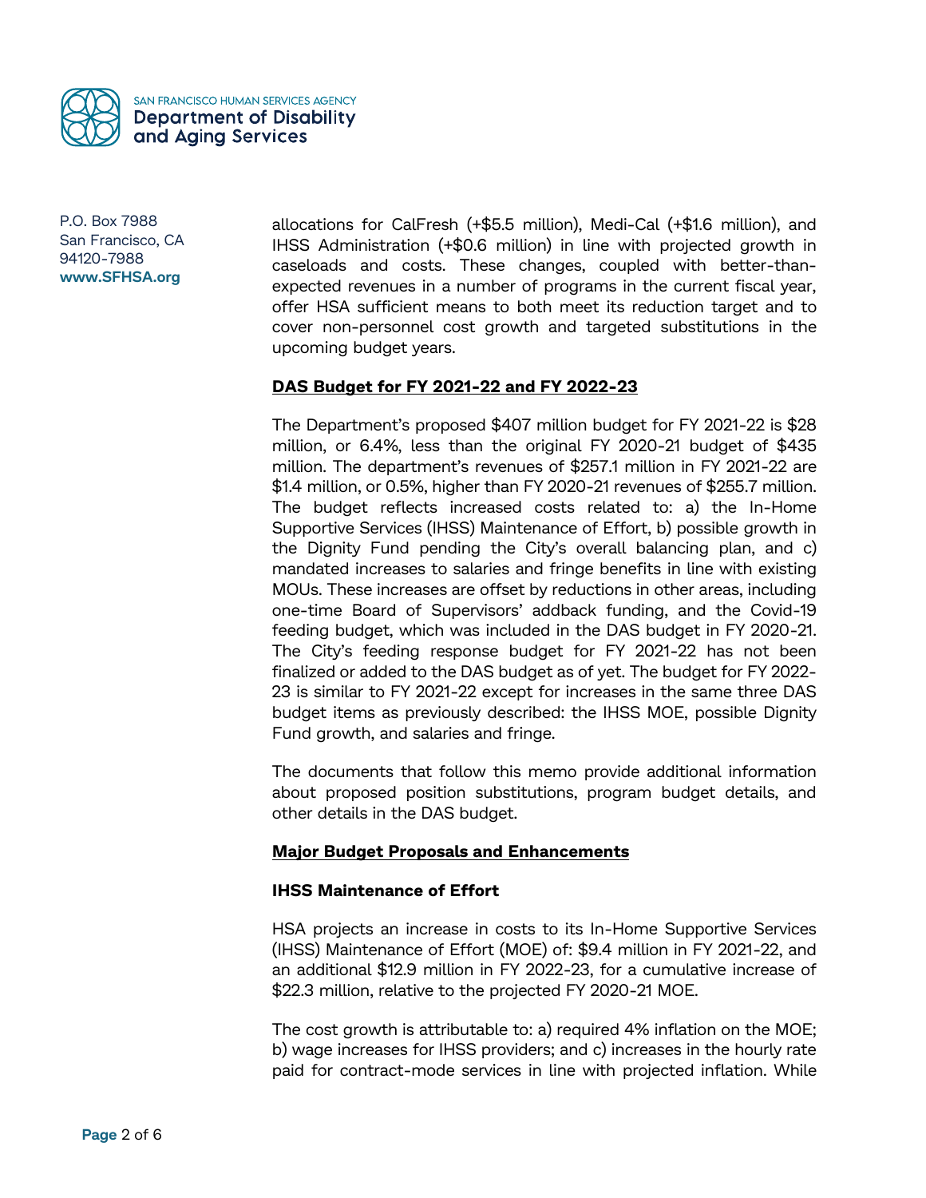allocations for CalFresh (+$5.5 million), Medi-Cal (+$1.6 million), and IHSS Administration (+$0.6 million) in line with projected growth in caseloads and costs. These changes, coupled with better-than-expected revenues in a number of programs in the current fiscal year, offer HSA sufficient means to both meet its reduction target and to cover non-personnel cost growth and targeted substitutions in the upcoming budget years.

**DAS Budget for FY 2021-22 and FY 2022-23**

The Department's proposed $407 million budget for FY 2021-22 is $28 million, or 6.4%, less than the original FY 2020-21 budget of $435 million. The department's revenues of $257.1 million in FY 2021-22 are $1.4 million, or 0.5%, higher than FY 2020-21 revenues of $255.7 million. The budget reflects increased costs related to: a) the In-Home Supportive Services (IHSS) Maintenance of Effort, b) possible growth in the Dignity Fund pending the City's overall balancing plan, and c) mandated increases to salaries and fringe benefits in line with existing MOUs. These increases are offset by reductions in other areas, including one-time Board of Supervisors' addback funding, and the Covid-19 feeding budget, which was included in the DAS budget in FY 2020-21. The City's feeding response budget for FY 2021-22 has not been finalized or added to the DAS budget as of yet. The budget for FY 2022-23 is similar to FY 2021-22 except for increases in the same three DAS budget items as previously described: the IHSS MOE, possible Dignity Fund growth, and salaries and fringe.

The documents that follow this memo provide additional information about proposed position substitutions, program budget details, and other details in the DAS budget.

**Major Budget Proposals and Enhancements**

**IHSS Maintenance of Effort**

HSA projects an increase in costs to its In-Home Supportive Services (IHSS) Maintenance of Effort (MOE) of: $9.4 million in FY 2021-22, and an additional $12.9 million in FY 2022-23, for a cumulative increase of $22.3 million, relative to the projected FY 2020-21 MOE.

The cost growth is attributable to: a) required 4% inflation on the MOE; b) wage increases for IHSS providers; and c) increases in the hourly rate paid for contract-mode services in line with projected inflation. While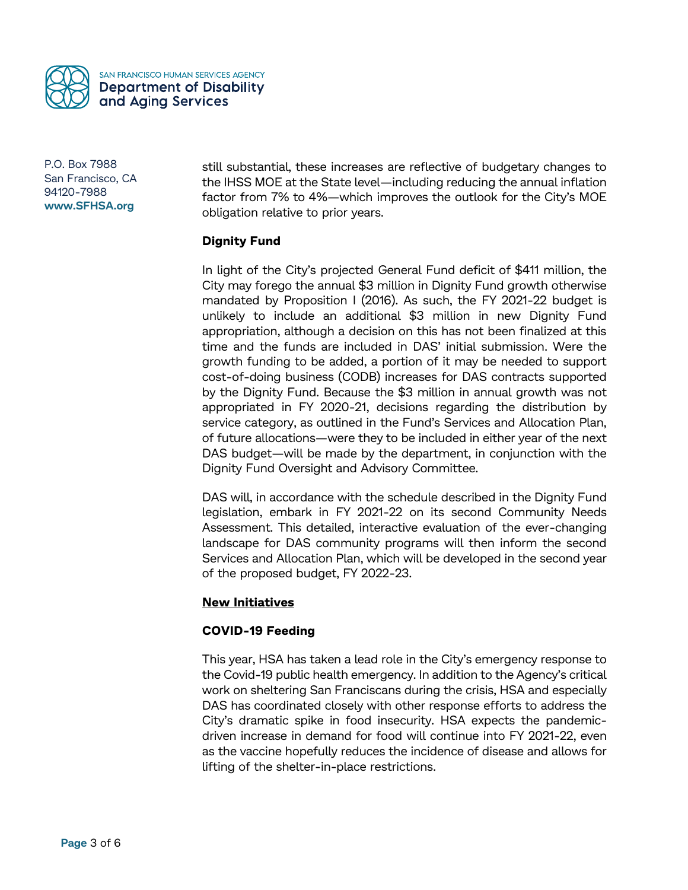still substantial, these increases are reflective of budgetary changes to the IHSS MOE at the State level—including reducing the annual inflation factor from 7% to 4%—which improves the outlook for the City's MOE obligation relative to prior years.

**Dignity Fund**

In light of the City's projected General Fund deficit of $411 million, the City may forego the annual $3 million in Dignity Fund growth otherwise mandated by Proposition I (2016). As such, the FY 2021-22 budget is unlikely to include an additional $3 million in new Dignity Fund appropriation, although a decision on this has not been finalized at this time and the funds are included in DAS' initial submission. Were the growth funding to be added, a portion of it may be needed to support cost-of-doing business (CODB) increases for DAS contracts supported by the Dignity Fund. Because the $3 million in annual growth was not appropriated in FY 2020-21, decisions regarding the distribution by service category, as outlined in the Fund's Services and Allocation Plan, of future allocations—were they to be included in either year of the next DAS budget—will be made by the department, in conjunction with the Dignity Fund Oversight and Advisory Committee.

DAS will, in accordance with the schedule described in the Dignity Fund legislation, embark in FY 2021-22 on its second Community Needs Assessment. This detailed, interactive evaluation of the ever-changing landscape for DAS community programs will then inform the second Services and Allocation Plan, which will be developed in the second year of the proposed budget, FY 2022-23.

## New Initiatives

**COVID-19 Feeding**

This year, HSA has taken a lead role in the City's emergency response to the Covid-19 public health emergency. In addition to the Agency's critical work on sheltering San Franciscans during the crisis, HSA and especially DAS has coordinated closely with other response efforts to address the City's dramatic spike in food insecurity. HSA expects the pandemic-driven increase in demand for food will continue into FY 2021-22, even as the vaccine hopefully reduces the incidence of disease and allows for lifting of the shelter-in-place restrictions.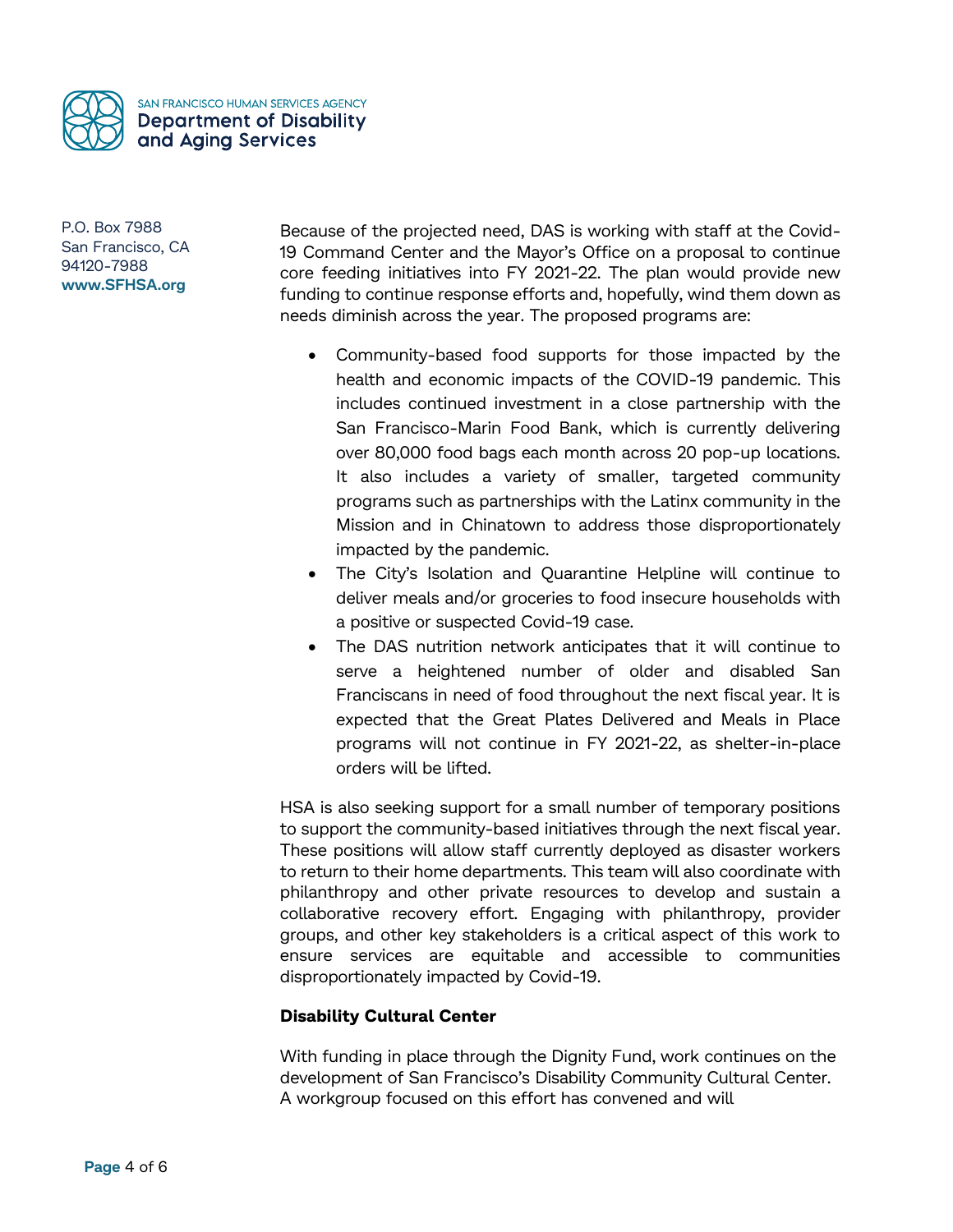Because of the projected need, DAS is working with staff at the Covid-19 Command Center and the Mayor's Office on a proposal to continue core feeding initiatives into FY 2021-22. The plan would provide new funding to continue response efforts and, hopefully, wind them down as needs diminish across the year. The proposed programs are:

- Community-based food supports for those impacted by the health and economic impacts of the COVID-19 pandemic. This includes continued investment in a close partnership with the San Francisco-Marin Food Bank, which is currently delivering over 80,000 food bags each month across 20 pop-up locations. It also includes a variety of smaller, targeted community programs such as partnerships with the Latinx community in the Mission and in Chinatown to address those disproportionately impacted by the pandemic.
- The City's Isolation and Quarantine Helpline will continue to deliver meals and/or groceries to food insecure households with a positive or suspected Covid-19 case.
- The DAS nutrition network anticipates that it will continue to serve a heightened number of older and disabled San Franciscans in need of food throughout the next fiscal year. It is expected that the Great Plates Delivered and Meals in Place programs will not continue in FY 2021-22, as shelter-in-place orders will be lifted.

HSA is also seeking support for a small number of temporary positions to support the community-based initiatives through the next fiscal year. These positions will allow staff currently deployed as disaster workers to return to their home departments. This team will also coordinate with philanthropy and other private resources to develop and sustain a collaborative recovery effort. Engaging with philanthropy, provider groups, and other key stakeholders is a critical aspect of this work to ensure services are equitable and accessible to communities disproportionately impacted by Covid-19.

**Disability Cultural Center**

With funding in place through the Dignity Fund, work continues on the development of San Francisco's Disability Community Cultural Center. A workgroup focused on this effort has convened and will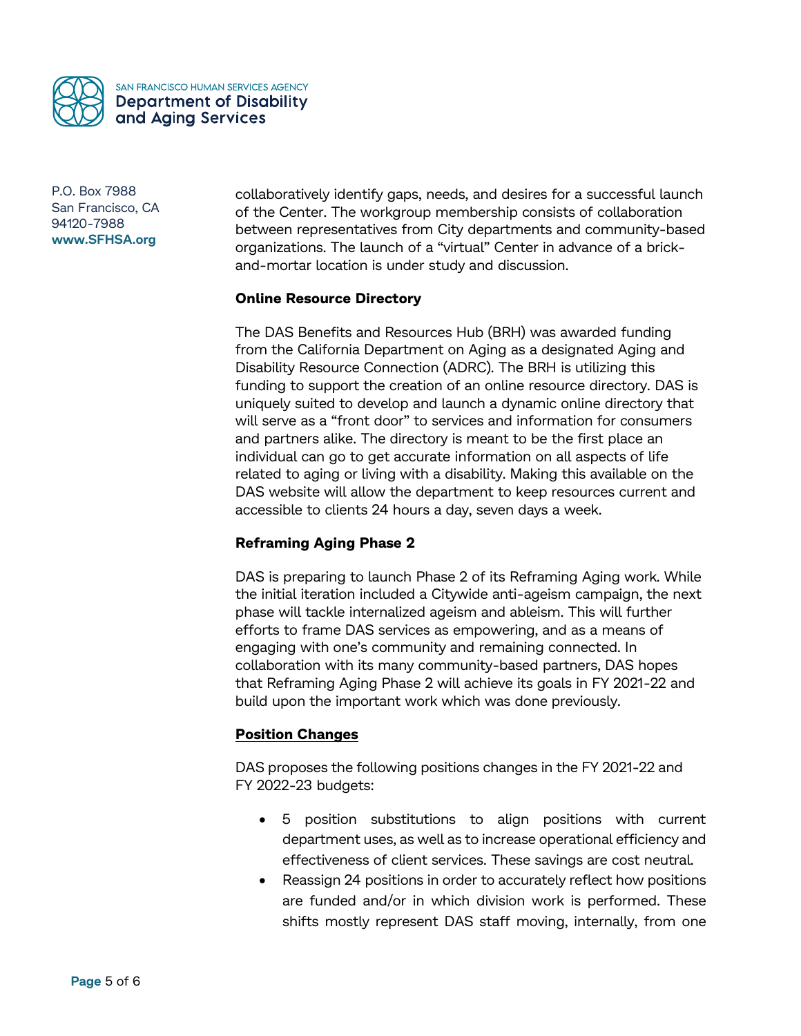collaboratively identify gaps, needs, and desires for a successful launch of the Center. The workgroup membership consists of collaboration between representatives from City departments and community-based organizations. The launch of a "virtual" Center in advance of a brick-and-mortar location is under study and discussion.

**Online Resource Directory**

The DAS Benefits and Resources Hub (BRH) was awarded funding from the California Department on Aging as a designated Aging and Disability Resource Connection (ADRC). The BRH is utilizing this funding to support the creation of an online resource directory. DAS is uniquely suited to develop and launch a dynamic online directory that will serve as a "front door" to services and information for consumers and partners alike. The directory is meant to be the first place an individual can go to get accurate information on all aspects of life related to aging or living with a disability. Making this available on the DAS website will allow the department to keep resources current and accessible to clients 24 hours a day, seven days a week.

**Reframing Aging Phase 2**

DAS is preparing to launch Phase 2 of its Reframing Aging work. While the initial iteration included a Citywide anti-ageism campaign, the next phase will tackle internalized ageism and ableism. This will further efforts to frame DAS services as empowering, and as a means of engaging with one's community and remaining connected. In collaboration with its many community-based partners, DAS hopes that Reframing Aging Phase 2 will achieve its goals in FY 2021-22 and build upon the important work which was done previously.

**Position Changes**

DAS proposes the following positions changes in the FY 2021-22 and FY 2022-23 budgets:

- 5 position substitutions to align positions with current department uses, as well as to increase operational efficiency and effectiveness of client services. These savings are cost neutral.
- Reassign 24 positions in order to accurately reflect how positions are funded and/or in which division work is performed. These shifts mostly represent DAS staff moving, internally, from one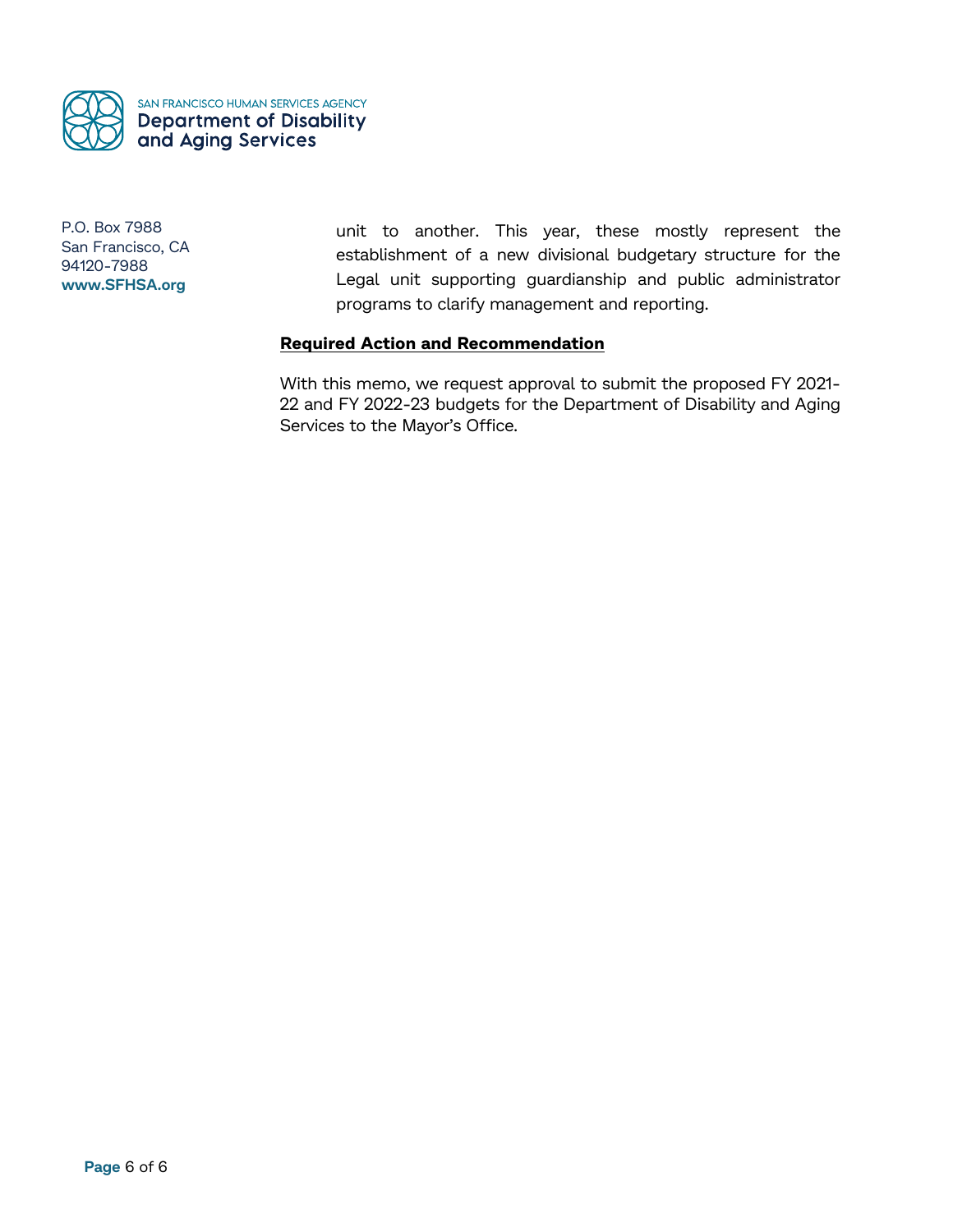unit to another. This year, these mostly represent the establishment of a new divisional budgetary structure for the Legal unit supporting guardianship and public administrator programs to clarify management and reporting.

**Required Action and Recommendation**

With this memo, we request approval to submit the proposed FY 2021-22 and FY 2022-23 budgets for the Department of Disability and Aging Services to the Mayor's Office.